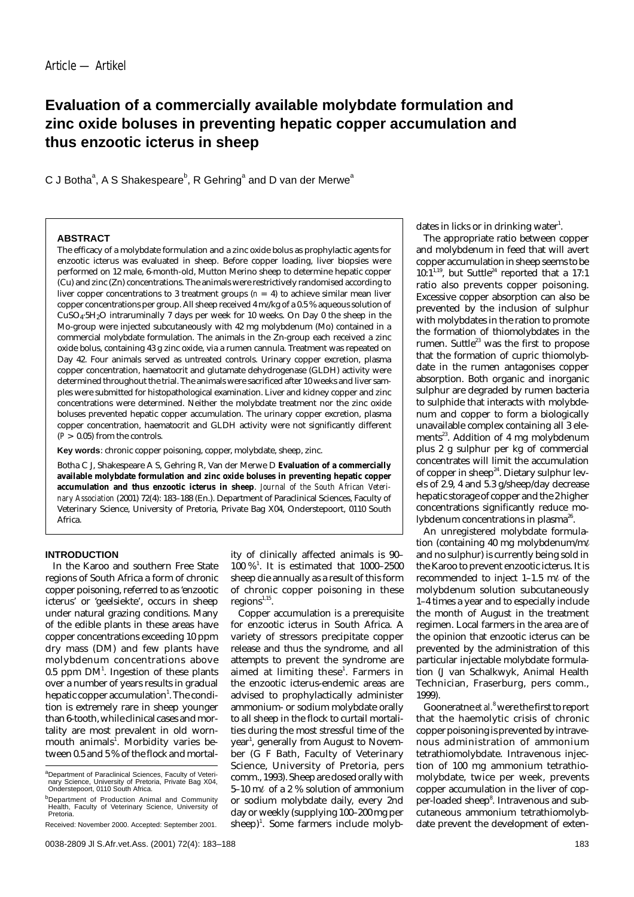Article — Artikel

# Evaluation of a commercially available molybdate formulation and zinc oxide boluses in preventing hepatic copper accumulation and thus enzootic icterus in sheep

C J Botha[a], A S Shakespeare[b], R Gehring[a] and D van der Merwe[a]

### ABSTRACT

The efficacy of a molybdate formulation and a zinc oxide bolus as prophylactic agents for enzootic icterus was evaluated in sheep. Before copper loading, liver biopsies were performed on 12 male, 6-month-old, Mutton Merino sheep to determine hepatic copper (Cu) and zinc (Zn) concentrations. The animals were restrictively randomised according to liver copper concentrations to 3 treatment groups ($n = 4$) to achieve similar mean liver copper concentrations per group. All sheep received 4 mℓ/kg of a 0.5 % aqueous solution of $CuSO_4{\cdot}5H_2O$ intraruminally 7 days per week for 10 weeks. On Day 0 the sheep in the Mo-group were injected subcutaneously with 42 mg molybdenum (Mo) contained in a commercial molybdate formulation. The animals in the Zn-group each received a zinc oxide bolus, containing 43 g zinc oxide, via a rumen cannula. Treatment was repeated on Day 42. Four animals served as untreated controls. Urinary copper excretion, plasma copper concentration, haematocrit and glutamate dehydrogenase (GLDH) activity were determined throughout the trial. The animals were sacrificed after 10 weeks and liver samples were submitted for histopathological examination. Liver and kidney copper and zinc concentrations were determined. Neither the molybdate treatment nor the zinc oxide boluses prevented hepatic copper accumulation. The urinary copper excretion, plasma copper concentration, haematocrit and GLDH activity were not significantly different ($P > 0.05$) from the controls.

**Key words**: chronic copper poisoning, copper, molybdate, sheep, zinc.

Botha C J, Shakespeare A S, Gehring R, Van der Merwe D **Evaluation of a commercially available molybdate formulation and zinc oxide boluses in preventing hepatic copper accumulation and thus enzootic icterus in sheep**. *Journal of the South African Veterinary Association* (2001) 72(4): 183–188 (En.). Department of Paraclinical Sciences, Faculty of Veterinary Science, University of Pretoria, Private Bag X04, Onderstepoort, 0110 South Africa.

## INTRODUCTION

In the Karoo and southern Free State regions of South Africa a form of chronic copper poisoning, referred to as 'enzootic icterus' or 'geelsiekte', occurs in sheep under natural grazing conditions. Many of the edible plants in these areas have copper concentrations exceeding 10 ppm dry mass (DM) and few plants have molybdenum concentrations above 0.5 ppm DM[1]. Ingestion of these plants over a number of years results in gradual hepatic copper accumulation[1]. The condition is extremely rare in sheep younger than 6-tooth, while clinical cases and mortality are most prevalent in old wornmouth animals[1]. Morbidity varies between 0.5 and 5 % of the flock and mortality of clinically affected animals is 90–100 %[1]. It is estimated that 1000–2500 sheep die annually as a result of this form of chronic copper poisoning in these regions[1,15].

Copper accumulation is a prerequisite for enzootic icterus in South Africa. A variety of stressors precipitate copper release and thus the syndrome, and all attempts to prevent the syndrome are aimed at limiting these[1]. Farmers in the enzootic icterus-endemic areas are advised to prophylactically administer ammonium- or sodium molybdate orally to all sheep in the flock to curtail mortalities during the most stressful time of the year[1], generally from August to November (G F Bath, Faculty of Veterinary Science, University of Pretoria, pers comm., 1993). Sheep are dosed orally with 5–10 mℓ of a 2 % solution of ammonium or sodium molybdate daily, every 2nd day or weekly (supplying 100–200 mg per sheep)[1]. Some farmers include molybdates in licks or in drinking water[1].

The appropriate ratio between copper and molybdenum in feed that will avert copper accumulation in sheep seems to be 10:1[1,19], but Suttle[24] reported that a 17:1 ratio also prevents copper poisoning. Excessive copper absorption can also be prevented by the inclusion of sulphur with molybdates in the ration to promote the formation of thiomolybdates in the rumen. Suttle[23] was the first to propose that the formation of cupric thiomolybdate in the rumen antagonises copper absorption. Both organic and inorganic sulphur are degraded by rumen bacteria to sulphide that interacts with molybdenum and copper to form a biologically unavailable complex containing all 3 elements[23]. Addition of 4 mg molybdenum plus 2 g sulphur per kg of commercial concentrates will limit the accumulation of copper in sheep[24]. Dietary sulphur levels of 2.9, 4 and 5.3 g/sheep/day decrease hepatic storage of copper and the 2 higher concentrations significantly reduce molybdenum concentrations in plasma[26].

An unregistered molybdate formulation (containing 40 mg molybdenum/mℓ and no sulphur) is currently being sold in the Karoo to prevent enzootic icterus. It is recommended to inject 1–1.5 mℓ of the molybdenum solution subcutaneously 1–4 times a year and to especially include the month of August in the treatment regimen. Local farmers in the area are of the opinion that enzootic icterus can be prevented by the administration of this particular injectable molybdate formulation (J van Schalkwyk, Animal Health Technician, Fraserburg, pers comm., 1999).

Gooneratne *et al.*[8] were the first to report that the haemolytic crisis of chronic copper poisoning is prevented by intravenous administration of ammonium tetrathiomolybdate. Intravenous injection of 100 mg ammonium tetrathiomolybdate, twice per week, prevents copper accumulation in the liver of copper-loaded sheep[8]. Intravenous and subcutaneous ammonium tetrathiomolybdate prevent the development of exten-

---

[a] Department of Paraclinical Sciences, Faculty of Veterinary Science, University of Pretoria, Private Bag X04, Onderstepoort, 0110 South Africa.

[b] Department of Production Animal and Community Health, Faculty of Veterinary Science, University of Pretoria.

Received: November 2000. Accepted: September 2001.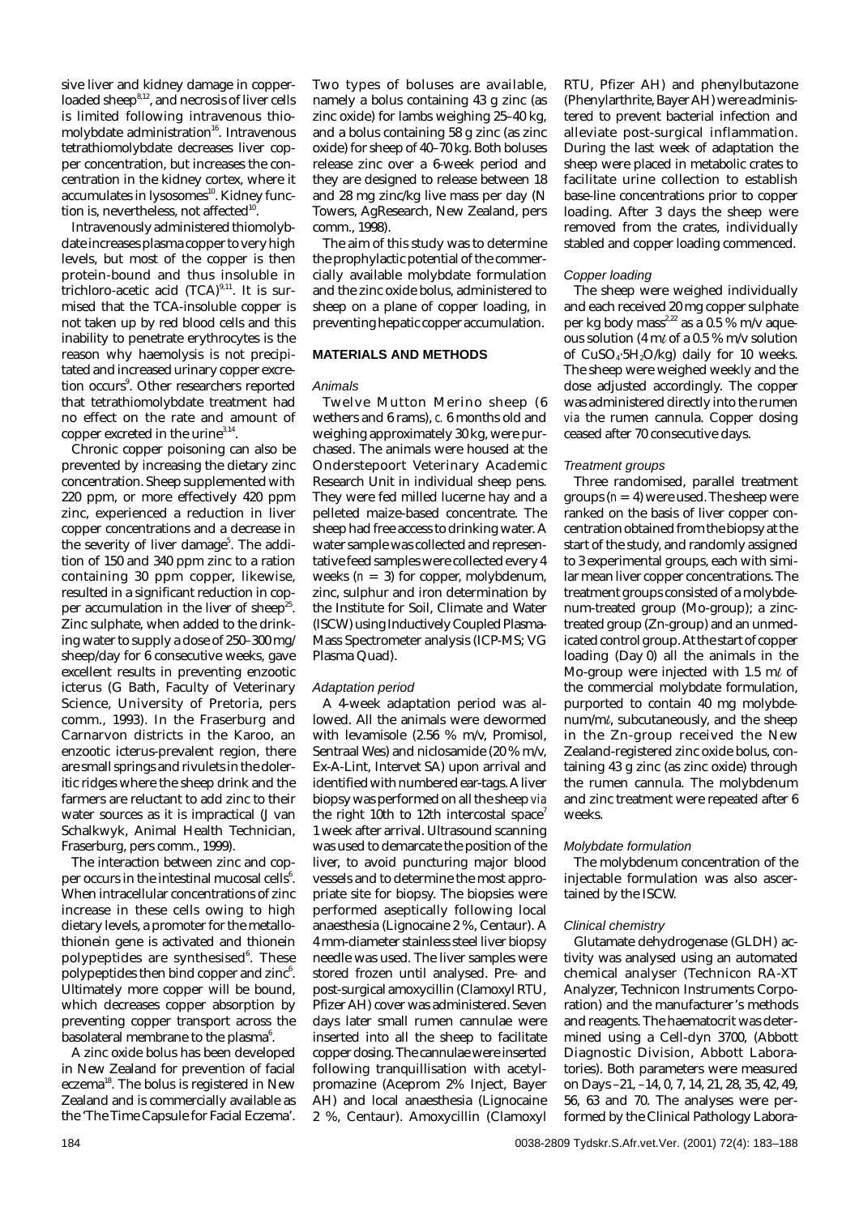sive liver and kidney damage in copper-loaded sheep[8,12], and necrosis of liver cells is limited following intravenous thiomolybdate administration[16]. Intravenous tetrathiomolybdate decreases liver copper concentration, but increases the concentration in the kidney cortex, where it accumulates in lysosomes[10]. Kidney function is, nevertheless, not affected[10].

Intravenously administered thiomolybdate increases plasma copper to very high levels, but most of the copper is then protein-bound and thus insoluble in trichloro-acetic acid (TCA)[9,11]. It is surmised that the TCA-insoluble copper is not taken up by red blood cells and this inability to penetrate erythrocytes is the reason why haemolysis is not precipitated and increased urinary copper excretion occurs[9]. Other researchers reported that tetrathiomolybdate treatment had no effect on the rate and amount of copper excreted in the urine[3,14].

Chronic copper poisoning can also be prevented by increasing the dietary zinc concentration. Sheep supplemented with 220 ppm, or more effectively 420 ppm zinc, experienced a reduction in liver copper concentrations and a decrease in the severity of liver damage[5]. The addition of 150 and 340 ppm zinc to a ration containing 30 ppm copper, likewise, resulted in a significant reduction in copper accumulation in the liver of sheep[25]. Zinc sulphate, when added to the drinking water to supply a dose of 250–300 mg/sheep/day for 6 consecutive weeks, gave excellent results in preventing enzootic icterus (G Bath, Faculty of Veterinary Science, University of Pretoria, pers comm., 1993). In the Fraserburg and Carnarvon districts in the Karoo, an enzootic icterus-prevalent region, there are small springs and rivulets in the doleritic ridges where the sheep drink and the farmers are reluctant to add zinc to their water sources as it is impractical (J van Schalkwyk, Animal Health Technician, Fraserburg, pers comm., 1999).

The interaction between zinc and copper occurs in the intestinal mucosal cells[6]. When intracellular concentrations of zinc increase in these cells owing to high dietary levels, a promoter for the metallothionein gene is activated and thionein polypeptides are synthesised[6]. These polypeptides then bind copper and zinc[6]. Ultimately more copper will be bound, which decreases copper absorption by preventing copper transport across the basolateral membrane to the plasma[6].

A zinc oxide bolus has been developed in New Zealand for prevention of facial eczema[18]. The bolus is registered in New Zealand and is commercially available as the 'The Time Capsule for Facial Eczema'. Two types of boluses are available, namely a bolus containing 43 g zinc (as zinc oxide) for lambs weighing 25–40 kg, and a bolus containing 58 g zinc (as zinc oxide) for sheep of 40–70 kg. Both boluses release zinc over a 6-week period and they are designed to release between 18 and 28 mg zinc/kg live mass per day (N Towers, AgResearch, New Zealand, pers comm., 1998).

The aim of this study was to determine the prophylactic potential of the commercially available molybdate formulation and the zinc oxide bolus, administered to sheep on a plane of copper loading, in preventing hepatic copper accumulation.

## MATERIALS AND METHODS

### *Animals*

Twelve Mutton Merino sheep (6 wethers and 6 rams), *c.* 6 months old and weighing approximately 30 kg, were purchased. The animals were housed at the Onderstepoort Veterinary Academic Research Unit in individual sheep pens. They were fed milled lucerne hay and a pelleted maize-based concentrate. The sheep had free access to drinking water. A water sample was collected and representative feed samples were collected every 4 weeks (*n* = 3) for copper, molybdenum, zinc, sulphur and iron determination by the Institute for Soil, Climate and Water (ISCW) using Inductively Coupled Plasma-Mass Spectrometer analysis (ICP-MS; VG Plasma Quad).

### *Adaptation period*

A 4-week adaptation period was allowed. All the animals were dewormed with levamisole (2.56 % m/v, Promisol, Sentraal Wes) and niclosamide (20 % m/v, Ex-A-Lint, Intervet SA) upon arrival and identified with numbered ear-tags. A liver biopsy was performed on all the sheep *via* the right 10th to 12th intercostal space[7] 1 week after arrival. Ultrasound scanning was used to demarcate the position of the liver, to avoid puncturing major blood vessels and to determine the most appropriate site for biopsy. The biopsies were performed aseptically following local anaesthesia (Lignocaine 2 %, Centaur). A 4 mm-diameter stainless steel liver biopsy needle was used. The liver samples were stored frozen until analysed. Pre- and post-surgical amoxycillin (Clamoxyl RTU, Pfizer AH) cover was administered. Seven days later small rumen cannulae were inserted into all the sheep to facilitate copper dosing. The cannulae were inserted following tranquillisation with acetylpromazine (Aceprom 2% Inject, Bayer AH) and local anaesthesia (Lignocaine 2 %, Centaur). Amoxycillin (Clamoxyl RTU, Pfizer AH) and phenylbutazone (Phenylarthrite, Bayer AH) were administered to prevent bacterial infection and alleviate post-surgical inflammation. During the last week of adaptation the sheep were placed in metabolic crates to facilitate urine collection to establish base-line concentrations prior to copper loading. After 3 days the sheep were removed from the crates, individually stabled and copper loading commenced.

### *Copper loading*

The sheep were weighed individually and each received 20 mg copper sulphate per kg body mass[2,22] as a 0.5 % m/v aqueous solution (4 mℓ of a 0.5 % m/v solution of $CuSO_4 \cdot 5H_2O$/kg) daily for 10 weeks. The sheep were weighed weekly and the dose adjusted accordingly. The copper was administered directly into the rumen *via* the rumen cannula. Copper dosing ceased after 70 consecutive days.

### *Treatment groups*

Three randomised, parallel treatment groups (*n* = 4) were used. The sheep were ranked on the basis of liver copper concentration obtained from the biopsy at the start of the study, and randomly assigned to 3 experimental groups, each with similar mean liver copper concentrations. The treatment groups consisted of a molybdenum-treated group (Mo-group); a zinc-treated group (Zn-group) and an unmedicated control group. At the start of copper loading (Day 0) all the animals in the Mo-group were injected with 1.5 mℓ of the commercial molybdate formulation, purported to contain 40 mg molybdenum/mℓ, subcutaneously, and the sheep in the Zn-group received the New Zealand-registered zinc oxide bolus, containing 43 g zinc (as zinc oxide) through the rumen cannula. The molybdenum and zinc treatment were repeated after 6 weeks.

### *Molybdate formulation*

The molybdenum concentration of the injectable formulation was also ascertained by the ISCW.

### *Clinical chemistry*

Glutamate dehydrogenase (GLDH) activity was analysed using an automated chemical analyser (Technicon RA-XT Analyzer, Technicon Instruments Corporation) and the manufacturer's methods and reagents. The haematocrit was determined using a Cell-dyn 3700, (Abbott Diagnostic Division, Abbott Laboratories). Both parameters were measured on Days –21, –14, 0, 7, 14, 21, 28, 35, 42, 49, 56, 63 and 70. The analyses were performed by the Clinical Pathology Labora-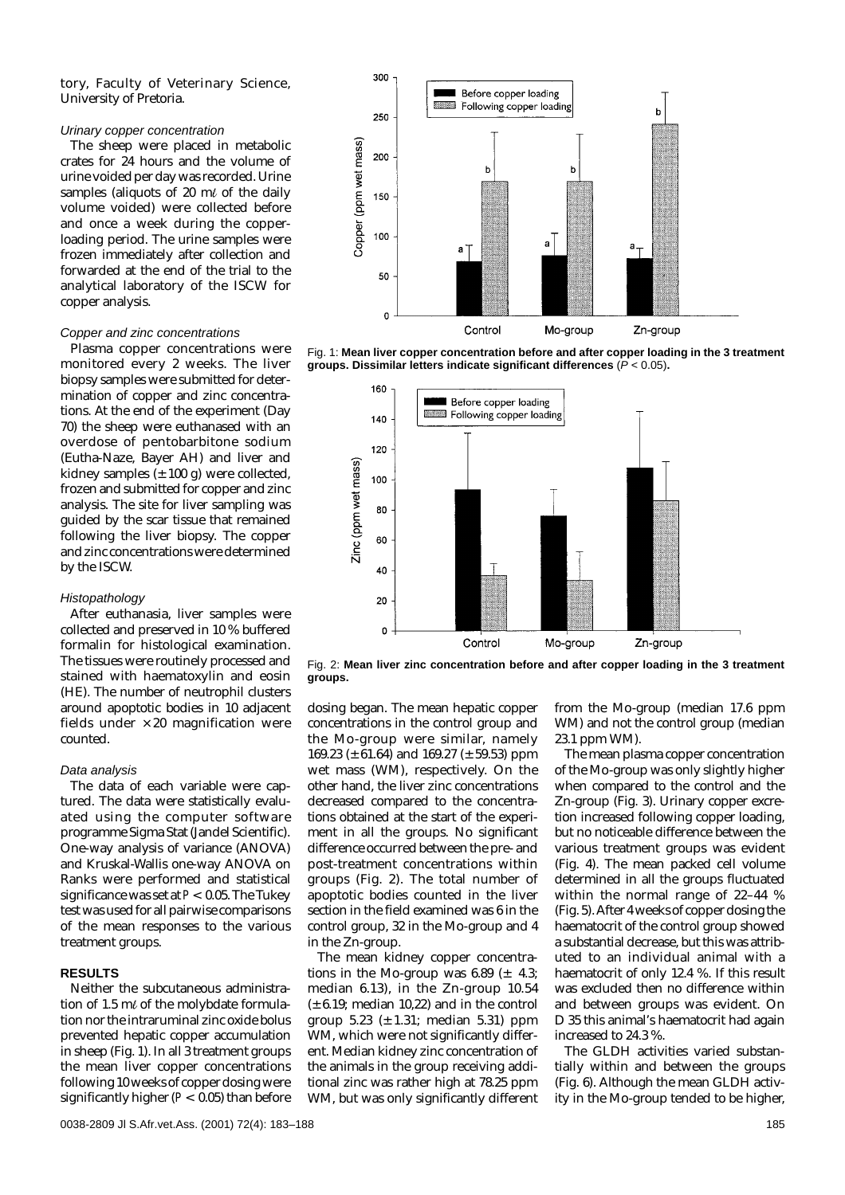tory, Faculty of Veterinary Science, University of Pretoria.

*Urinary copper concentration*

The sheep were placed in metabolic crates for 24 hours and the volume of urine voided per day was recorded. Urine samples (aliquots of 20 mℓ of the daily volume voided) were collected before and once a week during the copper-loading period. The urine samples were frozen immediately after collection and forwarded at the end of the trial to the analytical laboratory of the ISCW for copper analysis.

*Copper and zinc concentrations*

Plasma copper concentrations were monitored every 2 weeks. The liver biopsy samples were submitted for determination of copper and zinc concentrations. At the end of the experiment (Day 70) the sheep were euthanased with an overdose of pentobarbitone sodium (Eutha-Naze, Bayer AH) and liver and kidney samples (± 100 g) were collected, frozen and submitted for copper and zinc analysis. The site for liver sampling was guided by the scar tissue that remained following the liver biopsy. The copper and zinc concentrations were determined by the ISCW.

*Histopathology*

After euthanasia, liver samples were collected and preserved in 10 % buffered formalin for histological examination. The tissues were routinely processed and stained with haematoxylin and eosin (HE). The number of neutrophil clusters around apoptotic bodies in 10 adjacent fields under × 20 magnification were counted.

*Data analysis*

The data of each variable were captured. The data were statistically evaluated using the computer software programme SigmaStat (Jandel Scientific). One-way analysis of variance (ANOVA) and Kruskal-Wallis one-way ANOVA on Ranks were performed and statistical significance was set at $P < 0.05$. The Tukey test was used for all pairwise comparisons of the mean responses to the various treatment groups.

## RESULTS

Neither the subcutaneous administration of 1.5 mℓ of the molybdate formulation nor the intraruminal zinc oxide bolus prevented hepatic copper accumulation in sheep (Fig. 1). In all 3 treatment groups the mean liver copper concentrations following 10 weeks of copper dosing were significantly higher ($P < 0.05$) than before dosing began. The mean hepatic copper concentrations in the control group and the Mo-group were similar, namely 169.23 (± 61.64) and 169.27 (± 59.53) ppm wet mass (WM), respectively. On the other hand, the liver zinc concentrations decreased compared to the concentrations obtained at the start of the experiment in all the groups. No significant difference occurred between the pre- and post-treatment concentrations within groups (Fig. 2). The total number of apoptotic bodies counted in the liver section in the field examined was 6 in the control group, 32 in the Mo-group and 4 in the Zn-group.

Fig. 1: **Mean liver copper concentration before and after copper loading in the 3 treatment groups. Dissimilar letters indicate significant differences** ($P < 0.05$)**.**

Fig. 2: **Mean liver zinc concentration before and after copper loading in the 3 treatment groups.**

The mean kidney copper concentrations in the Mo-group was 6.89 (± 4.3; median 6.13), in the Zn-group 10.54 (± 6.19; median 10,22) and in the control group 5.23 (± 1.31; median 5.31) ppm WM, which were not significantly different. Median kidney zinc concentration of the animals in the group receiving additional zinc was rather high at 78.25 ppm WM, but was only significantly different from the Mo-group (median 17.6 ppm WM) and not the control group (median 23.1 ppm WM).

The mean plasma copper concentration of the Mo-group was only slightly higher when compared to the control and the Zn-group (Fig. 3). Urinary copper excretion increased following copper loading, but no noticeable difference between the various treatment groups was evident (Fig. 4). The mean packed cell volume determined in all the groups fluctuated within the normal range of 22–44 % (Fig. 5). After 4 weeks of copper dosing the haematocrit of the control group showed a substantial decrease, but this was attributed to an individual animal with a haematocrit of only 12.4 %. If this result was excluded then no difference within and between groups was evident. On D 35 this animal's haematocrit had again increased to 24.3 %.

The GLDH activities varied substantially within and between the groups (Fig. 6). Although the mean GLDH activity in the Mo-group tended to be higher,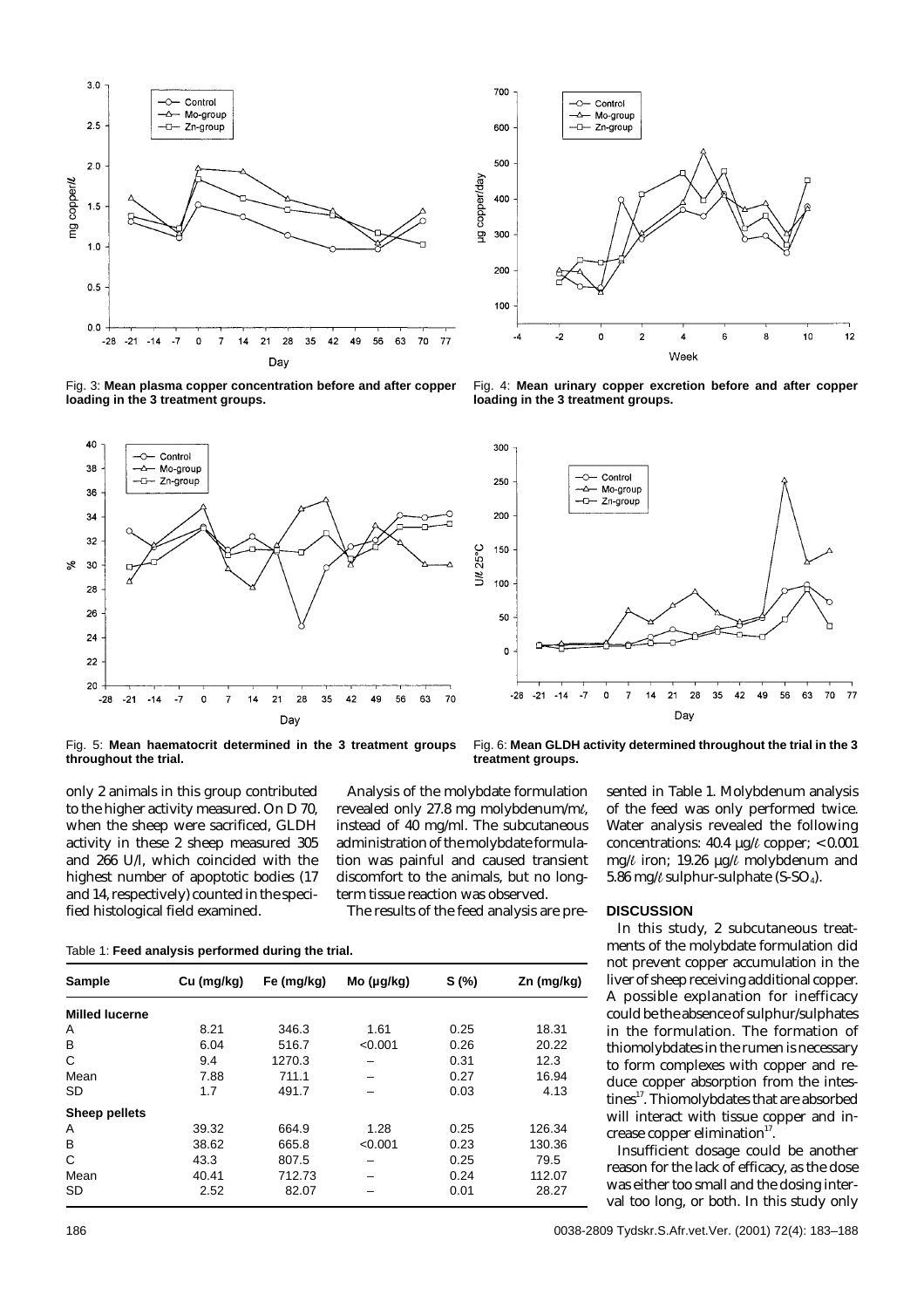Fig. 3: **Mean plasma copper concentration before and after copper loading in the 3 treatment groups.**

Fig. 4: **Mean urinary copper excretion before and after copper loading in the 3 treatment groups.**

Fig. 5: **Mean haematocrit determined in the 3 treatment groups throughout the trial.**

Fig. 6: **Mean GLDH activity determined throughout the trial in the 3 treatment groups.**

only 2 animals in this group contributed to the higher activity measured. On D 70, when the sheep were sacrificed, GLDH activity in these 2 sheep measured 305 and 266 U/l, which coincided with the highest number of apoptotic bodies (17 and 14, respectively) counted in the specified histological field examined.

Analysis of the molybdate formulation revealed only 27.8 mg molybdenum/mℓ, instead of 40 mg/ml. The subcutaneous administration of the molybdate formulation was painful and caused transient discomfort to the animals, but no long-term tissue reaction was observed.

The results of the feed analysis are presented in Table 1. Molybdenum analysis of the feed was only performed twice. Water analysis revealed the following concentrations: 40.4 µg/ℓ copper; < 0.001 mg/ℓ iron; 19.26 µg/ℓ molybdenum and 5.86 mg/ℓ sulphur-sulphate (S-$SO_4$).

Table 1: **Feed analysis performed during the trial.**

| Sample | Cu (mg/kg) | Fe (mg/kg) | Mo (µg/kg) | S (%) | Zn (mg/kg) |
|---|---|---|---|---|---|
| **Milled lucerne** | | | | | |
| A | 8.21 | 346.3 | 1.61 | 0.25 | 18.31 |
| B | 6.04 | 516.7 | <0.001 | 0.26 | 20.22 |
| C | 9.4 | 1270.3 | – | 0.31 | 12.3 |
| Mean | 7.88 | 711.1 | – | 0.27 | 16.94 |
| SD | 1.7 | 491.7 | – | 0.03 | 4.13 |
| **Sheep pellets** | | | | | |
| A | 39.32 | 664.9 | 1.28 | 0.25 | 126.34 |
| B | 38.62 | 665.8 | <0.001 | 0.23 | 130.36 |
| C | 43.3 | 807.5 | – | 0.25 | 79.5 |
| Mean | 40.41 | 712.73 | – | 0.24 | 112.07 |
| SD | 2.52 | 82.07 | – | 0.01 | 28.27 |

## DISCUSSION

In this study, 2 subcutaneous treatments of the molybdate formulation did not prevent copper accumulation in the liver of sheep receiving additional copper. A possible explanation for inefficacy could be the absence of sulphur/sulphates in the formulation. The formation of thiomolybdates in the rumen is necessary to form complexes with copper and reduce copper absorption from the intestines[17]. Thiomolybdates that are absorbed will interact with tissue copper and increase copper elimination[17].

Insufficient dosage could be another reason for the lack of efficacy, as the dose was either too small and the dosing interval too long, or both. In this study only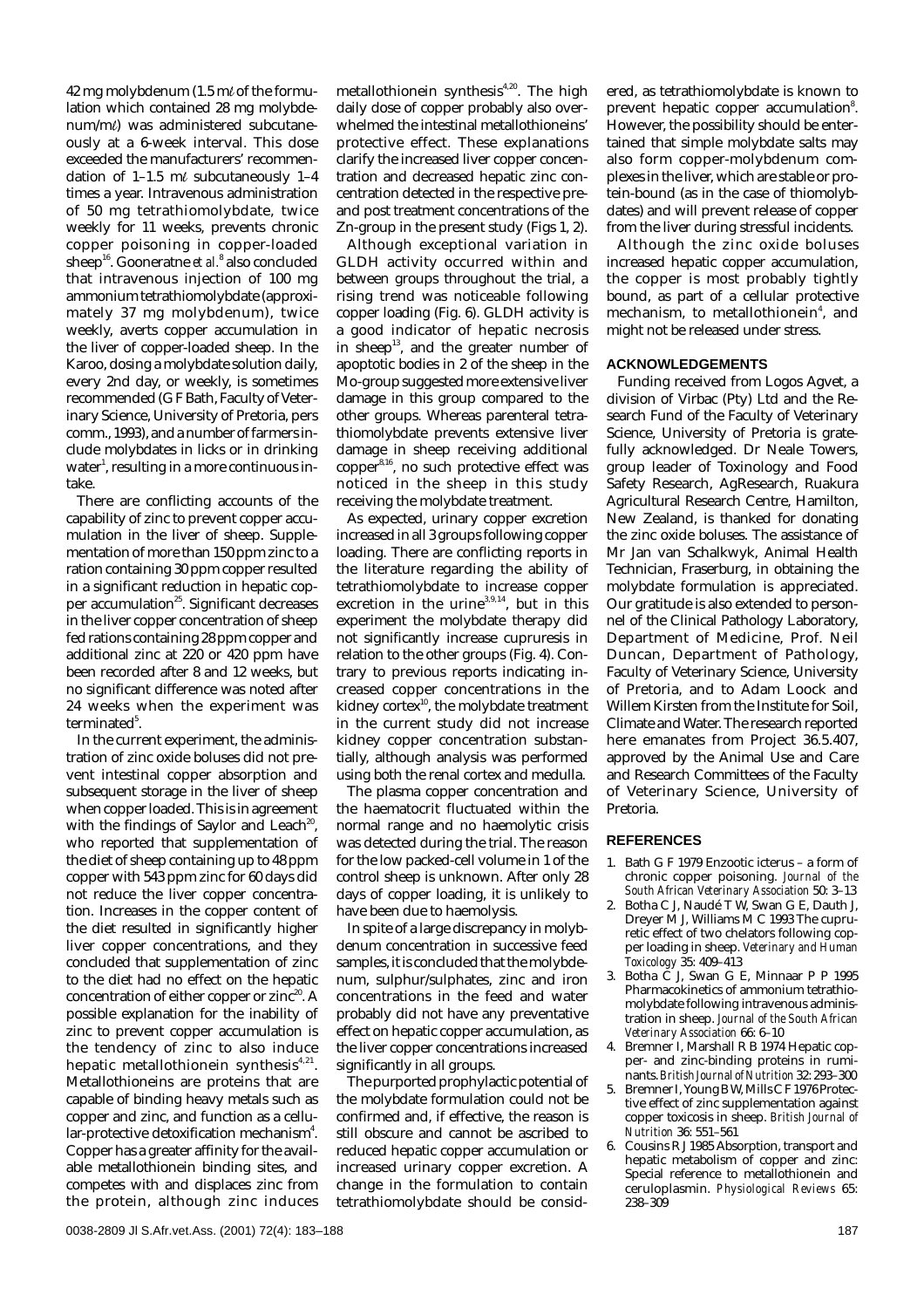42 mg molybdenum (1.5 mℓ of the formulation which contained 28 mg molybdenum/mℓ) was administered subcutaneously at a 6-week interval. This dose exceeded the manufacturers' recommendation of 1–1.5 mℓ subcutaneously 1–4 times a year. Intravenous administration of 50 mg tetrathiomolybdate, twice weekly for 11 weeks, prevents chronic copper poisoning in copper-loaded sheep[16]. Gooneratne *et al.*[8] also concluded that intravenous injection of 100 mg ammonium tetrathiomolybdate (approximately 37 mg molybdenum), twice weekly, averts copper accumulation in the liver of copper-loaded sheep. In the Karoo, dosing a molybdate solution daily, every 2nd day, or weekly, is sometimes recommended (G F Bath, Faculty of Veterinary Science, University of Pretoria, pers comm., 1993), and a number of farmers include molybdates in licks or in drinking water[1], resulting in a more continuous intake.

There are conflicting accounts of the capability of zinc to prevent copper accumulation in the liver of sheep. Supplementation of more than 150 ppm zinc to a ration containing 30 ppm copper resulted in a significant reduction in hepatic copper accumulation[25]. Significant decreases in the liver copper concentration of sheep fed rations containing 28 ppm copper and additional zinc at 220 or 420 ppm have been recorded after 8 and 12 weeks, but no significant difference was noted after 24 weeks when the experiment was terminated[5].

In the current experiment, the administration of zinc oxide boluses did not prevent intestinal copper absorption and subsequent storage in the liver of sheep when copper loaded. This is in agreement with the findings of Saylor and Leach[20], who reported that supplementation of the diet of sheep containing up to 48 ppm copper with 543 ppm zinc for 60 days did not reduce the liver copper concentration. Increases in the copper content of the diet resulted in significantly higher liver copper concentrations, and they concluded that supplementation of zinc to the diet had no effect on the hepatic concentration of either copper or zinc[20]. A possible explanation for the inability of zinc to prevent copper accumulation is the tendency of zinc to also induce hepatic metallothionein synthesis[4,21]. Metallothioneins are proteins that are capable of binding heavy metals such as copper and zinc, and function as a cellular-protective detoxification mechanism[4]. Copper has a greater affinity for the available metallothionein binding sites, and competes with and displaces zinc from the protein, although zinc induces metallothionein synthesis[4,20]. The high daily dose of copper probably also overwhelmed the intestinal metallothioneins' protective effect. These explanations clarify the increased liver copper concentration and decreased hepatic zinc concentration detected in the respective pre- and post treatment concentrations of the Zn-group in the present study (Figs 1, 2).

Although exceptional variation in GLDH activity occurred within and between groups throughout the trial, a rising trend was noticeable following copper loading (Fig. 6). GLDH activity is a good indicator of hepatic necrosis in sheep[13], and the greater number of apoptotic bodies in 2 of the sheep in the Mo-group suggested more extensive liver damage in this group compared to the other groups. Whereas parenteral tetrathiomolybdate prevents extensive liver damage in sheep receiving additional copper[8,16], no such protective effect was noticed in the sheep in this study receiving the molybdate treatment.

As expected, urinary copper excretion increased in all 3 groups following copper loading. There are conflicting reports in the literature regarding the ability of tetrathiomolybdate to increase copper excretion in the urine[3,9,14], but in this experiment the molybdate therapy did not significantly increase cupruresis in relation to the other groups (Fig. 4). Contrary to previous reports indicating increased copper concentrations in the kidney cortex[10], the molybdate treatment in the current study did not increase kidney copper concentration substantially, although analysis was performed using both the renal cortex and medulla.

The plasma copper concentration and the haematocrit fluctuated within the normal range and no haemolytic crisis was detected during the trial. The reason for the low packed-cell volume in 1 of the control sheep is unknown. After only 28 days of copper loading, it is unlikely to have been due to haemolysis.

In spite of a large discrepancy in molybdenum concentration in successive feed samples, it is concluded that the molybdenum, sulphur/sulphates, zinc and iron concentrations in the feed and water probably did not have any preventative effect on hepatic copper accumulation, as the liver copper concentrations increased significantly in all groups.

The purported prophylactic potential of the molybdate formulation could not be confirmed and, if effective, the reason is still obscure and cannot be ascribed to reduced hepatic copper accumulation or increased urinary copper excretion. A change in the formulation to contain tetrathiomolybdate should be considered, as tetrathiomolybdate is known to prevent hepatic copper accumulation[8]. However, the possibility should be entertained that simple molybdate salts may also form copper-molybdenum complexes in the liver, which are stable or protein-bound (as in the case of thiomolybdates) and will prevent release of copper from the liver during stressful incidents.

Although the zinc oxide boluses increased hepatic copper accumulation, the copper is most probably tightly bound, as part of a cellular protective mechanism, to metallothionein[4], and might not be released under stress.

## ACKNOWLEDGEMENTS

Funding received from Logos Agvet, a division of Virbac (Pty) Ltd and the Research Fund of the Faculty of Veterinary Science, University of Pretoria is gratefully acknowledged. Dr Neale Towers, group leader of Toxinology and Food Safety Research, AgResearch, Ruakura Agricultural Research Centre, Hamilton, New Zealand, is thanked for donating the zinc oxide boluses. The assistance of Mr Jan van Schalkwyk, Animal Health Technician, Fraserburg, in obtaining the molybdate formulation is appreciated. Our gratitude is also extended to personnel of the Clinical Pathology Laboratory, Department of Medicine, Prof. Neil Duncan, Department of Pathology, Faculty of Veterinary Science, University of Pretoria, and to Adam Loock and Willem Kirsten from the Institute for Soil, Climate and Water. The research reported here emanates from Project 36.5.407, approved by the Animal Use and Care and Research Committees of the Faculty of Veterinary Science, University of Pretoria.

## REFERENCES

1. Bath G F 1979 Enzootic icterus – a form of chronic copper poisoning. *Journal of the South African Veterinary Association* 50: 3–13
2. Botha C J, Naudé T W, Swan G E, Dauth J, Dreyer M J, Williams M C 1993 The cupruretic effect of two chelators following copper loading in sheep. *Veterinary and Human Toxicology* 35: 409–413
3. Botha C J, Swan G E, Minnaar P P 1995 Pharmacokinetics of ammonium tetrathiomolybdate following intravenous administration in sheep. *Journal of the South African Veterinary Association* 66: 6–10
4. Bremner I, Marshall R B 1974 Hepatic copper- and zinc-binding proteins in ruminants. *British Journal of Nutrition* 32: 293–300
5. Bremner I, Young B W, Mills C F 1976 Protective effect of zinc supplementation against copper toxicosis in sheep. *British Journal of Nutrition* 36: 551–561
6. Cousins R J 1985 Absorption, transport and hepatic metabolism of copper and zinc: Special reference to metallothionein and ceruloplasmin. *Physiological Reviews* 65: 238–309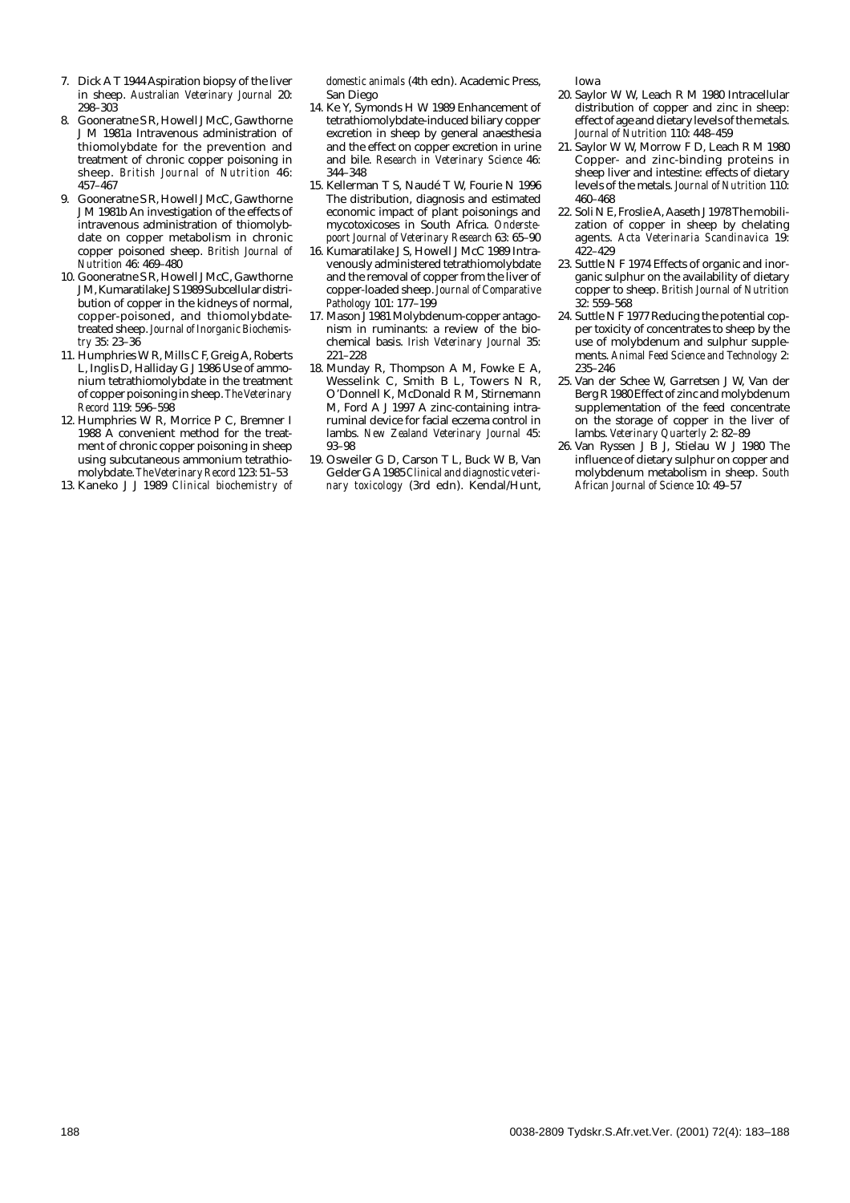7. Dick A T 1944 Aspiration biopsy of the liver in sheep. *Australian Veterinary Journal* 20: 298–303
8. Gooneratne S R, Howell J McC, Gawthorne J M 1981a Intravenous administration of thiomolybdate for the prevention and treatment of chronic copper poisoning in sheep. *British Journal of Nutrition* 46: 457–467
9. Gooneratne S R, Howell J McC, Gawthorne J M 1981b An investigation of the effects of intravenous administration of thiomolybdate on copper metabolism in chronic copper poisoned sheep. *British Journal of Nutrition* 46: 469–480
10. Gooneratne S R, Howell J McC, Gawthorne J M, Kumaratilake J S 1989 Subcellular distribution of copper in the kidneys of normal, copper-poisoned, and thiomolybdate-treated sheep. *Journal of Inorganic Biochemistry* 35: 23–36
11. Humphries W R, Mills C F, Greig A, Roberts L, Inglis D, Halliday G J 1986 Use of ammonium tetrathiomolybdate in the treatment of copper poisoning in sheep. *The Veterinary Record* 119: 596–598
12. Humphries W R, Morrice P C, Bremner I 1988 A convenient method for the treatment of chronic copper poisoning in sheep using subcutaneous ammonium tetrathiomolybdate. *The Veterinary Record* 123: 51–53
13. Kaneko J J 1989 *Clinical biochemistry of domestic animals* (4th edn). Academic Press, San Diego
14. Ke Y, Symonds H W 1989 Enhancement of tetrathiomolybdate-induced biliary copper excretion in sheep by general anaesthesia and the effect on copper excretion in urine and bile. *Research in Veterinary Science* 46: 344–348
15. Kellerman T S, Naudé T W, Fourie N 1996 The distribution, diagnosis and estimated economic impact of plant poisonings and mycotoxicoses in South Africa. *Onderstepoort Journal of Veterinary Research* 63: 65–90
16. Kumaratilake J S, Howell J McC 1989 Intravenously administered tetrathiomolybdate and the removal of copper from the liver of copper-loaded sheep. *Journal of Comparative Pathology* 101: 177–199
17. Mason J 1981 Molybdenum-copper antagonism in ruminants: a review of the biochemical basis. *Irish Veterinary Journal* 35: 221–228
18. Munday R, Thompson A M, Fowke E A, Wesselink C, Smith B L, Towers N R, O'Donnell K, McDonald R M, Stirnemann M, Ford A J 1997 A zinc-containing intraruminal device for facial eczema control in lambs. *New Zealand Veterinary Journal* 45: 93–98
19. Osweiler G D, Carson T L, Buck W B, Van Gelder G A 1985 *Clinical and diagnostic veterinary toxicology* (3rd edn). Kendal/Hunt, Iowa
20. Saylor W W, Leach R M 1980 Intracellular distribution of copper and zinc in sheep: effect of age and dietary levels of the metals. *Journal of Nutrition* 110: 448–459
21. Saylor W W, Morrow F D, Leach R M 1980 Copper- and zinc-binding proteins in sheep liver and intestine: effects of dietary levels of the metals. *Journal of Nutrition* 110: 460–468
22. Soli N E, Froslie A, Aaseth J 1978 The mobilization of copper in sheep by chelating agents. *Acta Veterinaria Scandinavica* 19: 422–429
23. Suttle N F 1974 Effects of organic and inorganic sulphur on the availability of dietary copper to sheep. *British Journal of Nutrition* 32: 559–568
24. Suttle N F 1977 Reducing the potential copper toxicity of concentrates to sheep by the use of molybdenum and sulphur supplements. *Animal Feed Science and Technology* 2: 235–246
25. Van der Schee W, Garretsen J W, Van der Berg R 1980 Effect of zinc and molybdenum supplementation of the feed concentrate on the storage of copper in the liver of lambs. *Veterinary Quarterly* 2: 82–89
26. Van Ryssen J B J, Stielau W J 1980 The influence of dietary sulphur on copper and molybdenum metabolism in sheep. *South African Journal of Science* 10: 49–57